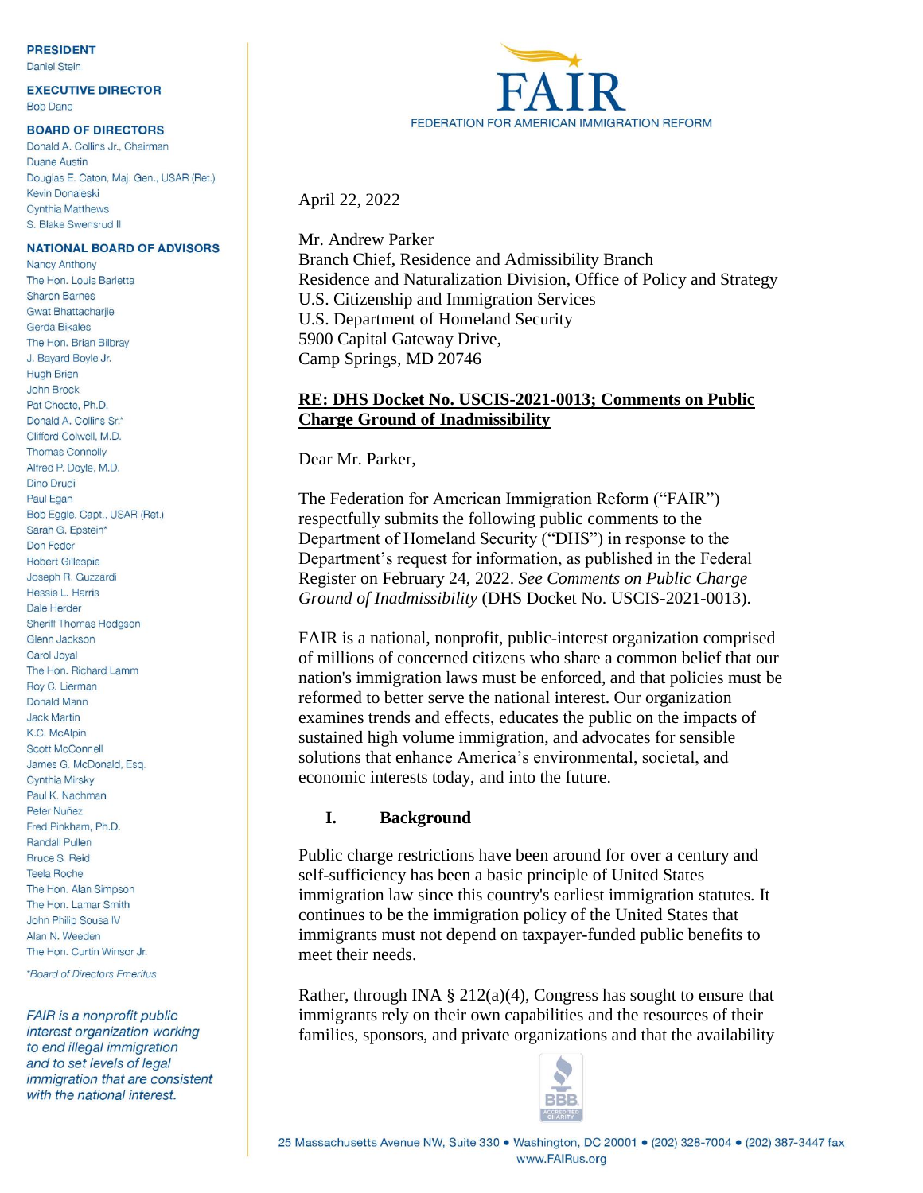**PRESIDENT**
Daniel Stein

**EXECUTIVE DIRECTOR**
Bob Dane

**BOARD OF DIRECTORS**
Donald A. Collins Jr., Chairman
Duane Austin
Douglas E. Caton, Maj. Gen., USAR (Ret.)
Kevin Donaleski
Cynthia Matthews
S. Blake Swensrud II

**NATIONAL BOARD OF ADVISORS**
Nancy Anthony
The Hon. Louis Barletta
Sharon Barnes
Gwat Bhattacharjie
Gerda Bikales
The Hon. Brian Bilbray
J. Bayard Boyle Jr.
Hugh Brien
John Brock
Pat Choate, Ph.D.
Donald A. Collins Sr.*
Clifford Colwell, M.D.
Thomas Connolly
Alfred P. Doyle, M.D.
Dino Drudi
Paul Egan
Bob Eggle, Capt., USAR (Ret.)
Sarah G. Epstein*
Don Feder
Robert Gillespie
Joseph R. Guzzardi
Hessie L. Harris
Dale Herder
Sheriff Thomas Hodgson
Glenn Jackson
Carol Joyal
The Hon. Richard Lamm
Roy C. Lierman
Donald Mann
Jack Martin
K.C. McAlpin
Scott McConnell
James G. McDonald, Esq.
Cynthia Mirsky
Paul K. Nachman
Peter Nuñez
Fred Pinkham, Ph.D.
Randall Pullen
Bruce S. Reid
Teela Roche
The Hon. Alan Simpson
The Hon. Lamar Smith
John Philip Sousa IV
Alan N. Weeden
The Hon. Curtin Winsor Jr.

*Board of Directors Emeritus*

*FAIR is a nonprofit public interest organization working to end illegal immigration and to set levels of legal immigration that are consistent with the national interest.*

FAIR
FEDERATION FOR AMERICAN IMMIGRATION REFORM

April 22, 2022

Mr. Andrew Parker
Branch Chief, Residence and Admissibility Branch
Residence and Naturalization Division, Office of Policy and Strategy
U.S. Citizenship and Immigration Services
U.S. Department of Homeland Security
5900 Capital Gateway Drive,
Camp Springs, MD 20746

**RE: DHS Docket No. USCIS-2021-0013; Comments on Public Charge Ground of Inadmissibility**

Dear Mr. Parker,

The Federation for American Immigration Reform ("FAIR") respectfully submits the following public comments to the Department of Homeland Security ("DHS") in response to the Department's request for information, as published in the Federal Register on February 24, 2022. *See Comments on Public Charge Ground of Inadmissibility* (DHS Docket No. USCIS-2021-0013).

FAIR is a national, nonprofit, public-interest organization comprised of millions of concerned citizens who share a common belief that our nation's immigration laws must be enforced, and that policies must be reformed to better serve the national interest. Our organization examines trends and effects, educates the public on the impacts of sustained high volume immigration, and advocates for sensible solutions that enhance America's environmental, societal, and economic interests today, and into the future.

## I. Background

Public charge restrictions have been around for over a century and self-sufficiency has been a basic principle of United States immigration law since this country's earliest immigration statutes. It continues to be the immigration policy of the United States that immigrants must not depend on taxpayer-funded public benefits to meet their needs.

Rather, through INA § 212(a)(4), Congress has sought to ensure that immigrants rely on their own capabilities and the resources of their families, sponsors, and private organizations and that the availability

25 Massachusetts Avenue NW, Suite 330 • Washington, DC 20001 • (202) 328-7004 • (202) 387-3447 fax
www.FAIRus.org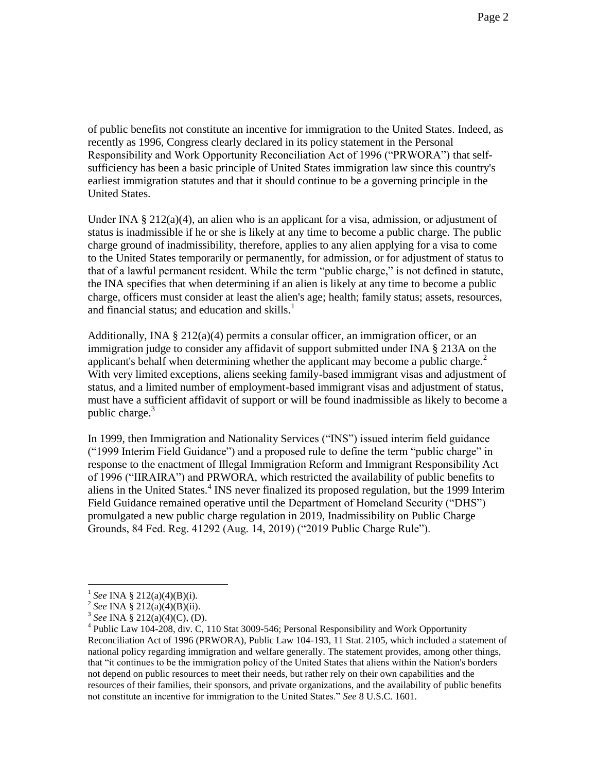of public benefits not constitute an incentive for immigration to the United States. Indeed, as recently as 1996, Congress clearly declared in its policy statement in the Personal Responsibility and Work Opportunity Reconciliation Act of 1996 ("PRWORA") that self-sufficiency has been a basic principle of United States immigration law since this country's earliest immigration statutes and that it should continue to be a governing principle in the United States.

Under INA § 212(a)(4), an alien who is an applicant for a visa, admission, or adjustment of status is inadmissible if he or she is likely at any time to become a public charge. The public charge ground of inadmissibility, therefore, applies to any alien applying for a visa to come to the United States temporarily or permanently, for admission, or for adjustment of status to that of a lawful permanent resident. While the term "public charge," is not defined in statute, the INA specifies that when determining if an alien is likely at any time to become a public charge, officers must consider at least the alien's age; health; family status; assets, resources, and financial status; and education and skills.[1]

Additionally, INA § 212(a)(4) permits a consular officer, an immigration officer, or an immigration judge to consider any affidavit of support submitted under INA § 213A on the applicant's behalf when determining whether the applicant may become a public charge.[2] With very limited exceptions, aliens seeking family-based immigrant visas and adjustment of status, and a limited number of employment-based immigrant visas and adjustment of status, must have a sufficient affidavit of support or will be found inadmissible as likely to become a public charge.[3]

In 1999, then Immigration and Nationality Services ("INS") issued interim field guidance ("1999 Interim Field Guidance") and a proposed rule to define the term "public charge" in response to the enactment of Illegal Immigration Reform and Immigrant Responsibility Act of 1996 ("IIRAIRA") and PRWORA, which restricted the availability of public benefits to aliens in the United States.[4] INS never finalized its proposed regulation, but the 1999 Interim Field Guidance remained operative until the Department of Homeland Security ("DHS") promulgated a new public charge regulation in 2019, Inadmissibility on Public Charge Grounds, 84 Fed. Reg. 41292 (Aug. 14, 2019) ("2019 Public Charge Rule").

---

[1] *See* INA § 212(a)(4)(B)(i).

[2] *See* INA § 212(a)(4)(B)(ii).

[3] *See* INA § 212(a)(4)(C), (D).

[4] Public Law 104-208, div. C, 110 Stat 3009-546; Personal Responsibility and Work Opportunity Reconciliation Act of 1996 (PRWORA), Public Law 104-193, 11 Stat. 2105, which included a statement of national policy regarding immigration and welfare generally. The statement provides, among other things, that "it continues to be the immigration policy of the United States that aliens within the Nation's borders not depend on public resources to meet their needs, but rather rely on their own capabilities and the resources of their families, their sponsors, and private organizations, and the availability of public benefits not constitute an incentive for immigration to the United States." *See* 8 U.S.C. 1601.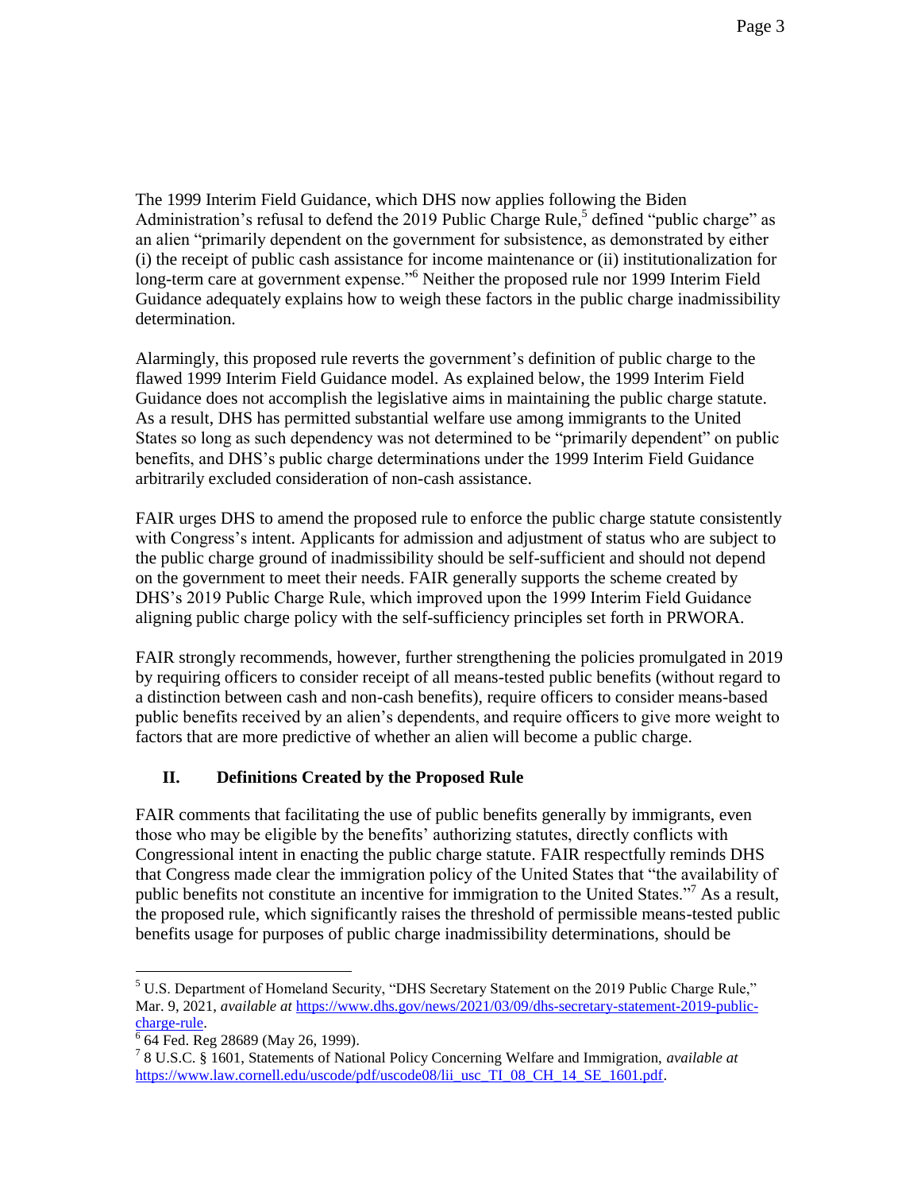The 1999 Interim Field Guidance, which DHS now applies following the Biden Administration's refusal to defend the 2019 Public Charge Rule,[5] defined "public charge" as an alien "primarily dependent on the government for subsistence, as demonstrated by either (i) the receipt of public cash assistance for income maintenance or (ii) institutionalization for long-term care at government expense."[6] Neither the proposed rule nor 1999 Interim Field Guidance adequately explains how to weigh these factors in the public charge inadmissibility determination.

Alarmingly, this proposed rule reverts the government's definition of public charge to the flawed 1999 Interim Field Guidance model. As explained below, the 1999 Interim Field Guidance does not accomplish the legislative aims in maintaining the public charge statute. As a result, DHS has permitted substantial welfare use among immigrants to the United States so long as such dependency was not determined to be "primarily dependent" on public benefits, and DHS's public charge determinations under the 1999 Interim Field Guidance arbitrarily excluded consideration of non-cash assistance.

FAIR urges DHS to amend the proposed rule to enforce the public charge statute consistently with Congress's intent. Applicants for admission and adjustment of status who are subject to the public charge ground of inadmissibility should be self-sufficient and should not depend on the government to meet their needs. FAIR generally supports the scheme created by DHS's 2019 Public Charge Rule, which improved upon the 1999 Interim Field Guidance aligning public charge policy with the self-sufficiency principles set forth in PRWORA.

FAIR strongly recommends, however, further strengthening the policies promulgated in 2019 by requiring officers to consider receipt of all means-tested public benefits (without regard to a distinction between cash and non-cash benefits), require officers to consider means-based public benefits received by an alien's dependents, and require officers to give more weight to factors that are more predictive of whether an alien will become a public charge.

## II. Definitions Created by the Proposed Rule

FAIR comments that facilitating the use of public benefits generally by immigrants, even those who may be eligible by the benefits' authorizing statutes, directly conflicts with Congressional intent in enacting the public charge statute. FAIR respectfully reminds DHS that Congress made clear the immigration policy of the United States that "the availability of public benefits not constitute an incentive for immigration to the United States."[7] As a result, the proposed rule, which significantly raises the threshold of permissible means-tested public benefits usage for purposes of public charge inadmissibility determinations, should be

---

[5] U.S. Department of Homeland Security, "DHS Secretary Statement on the 2019 Public Charge Rule," Mar. 9, 2021, *available at* https://www.dhs.gov/news/2021/03/09/dhs-secretary-statement-2019-public-charge-rule.

[6] 64 Fed. Reg 28689 (May 26, 1999).

[7] 8 U.S.C. § 1601, Statements of National Policy Concerning Welfare and Immigration, *available at* https://www.law.cornell.edu/uscode/pdf/uscode08/lii_usc_TI_08_CH_14_SE_1601.pdf.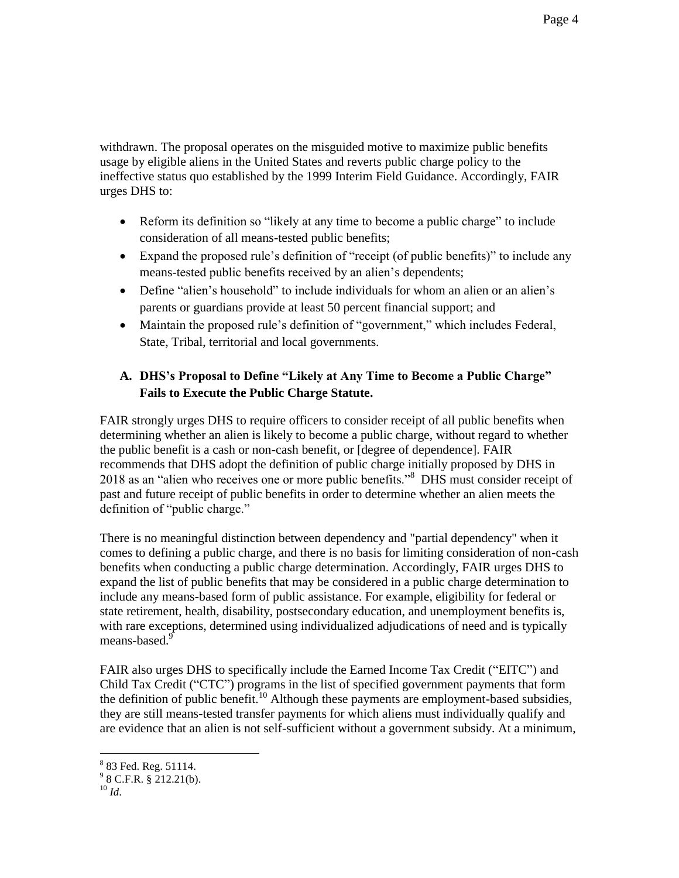withdrawn. The proposal operates on the misguided motive to maximize public benefits usage by eligible aliens in the United States and reverts public charge policy to the ineffective status quo established by the 1999 Interim Field Guidance. Accordingly, FAIR urges DHS to:

- Reform its definition so "likely at any time to become a public charge" to include consideration of all means-tested public benefits;
- Expand the proposed rule's definition of "receipt (of public benefits)" to include any means-tested public benefits received by an alien's dependents;
- Define "alien's household" to include individuals for whom an alien or an alien's parents or guardians provide at least 50 percent financial support; and
- Maintain the proposed rule's definition of "government," which includes Federal, State, Tribal, territorial and local governments.

### A. DHS's Proposal to Define "Likely at Any Time to Become a Public Charge" Fails to Execute the Public Charge Statute.

FAIR strongly urges DHS to require officers to consider receipt of all public benefits when determining whether an alien is likely to become a public charge, without regard to whether the public benefit is a cash or non-cash benefit, or [degree of dependence]. FAIR recommends that DHS adopt the definition of public charge initially proposed by DHS in 2018 as an "alien who receives one or more public benefits."[8] DHS must consider receipt of past and future receipt of public benefits in order to determine whether an alien meets the definition of "public charge."

There is no meaningful distinction between dependency and "partial dependency" when it comes to defining a public charge, and there is no basis for limiting consideration of non-cash benefits when conducting a public charge determination. Accordingly, FAIR urges DHS to expand the list of public benefits that may be considered in a public charge determination to include any means-based form of public assistance. For example, eligibility for federal or state retirement, health, disability, postsecondary education, and unemployment benefits is, with rare exceptions, determined using individualized adjudications of need and is typically means-based.[9]

FAIR also urges DHS to specifically include the Earned Income Tax Credit ("EITC") and Child Tax Credit ("CTC") programs in the list of specified government payments that form the definition of public benefit.[10] Although these payments are employment-based subsidies, they are still means-tested transfer payments for which aliens must individually qualify and are evidence that an alien is not self-sufficient without a government subsidy. At a minimum,

---

[8] 83 Fed. Reg. 51114.

[9] 8 C.F.R. § 212.21(b).

[10] *Id*.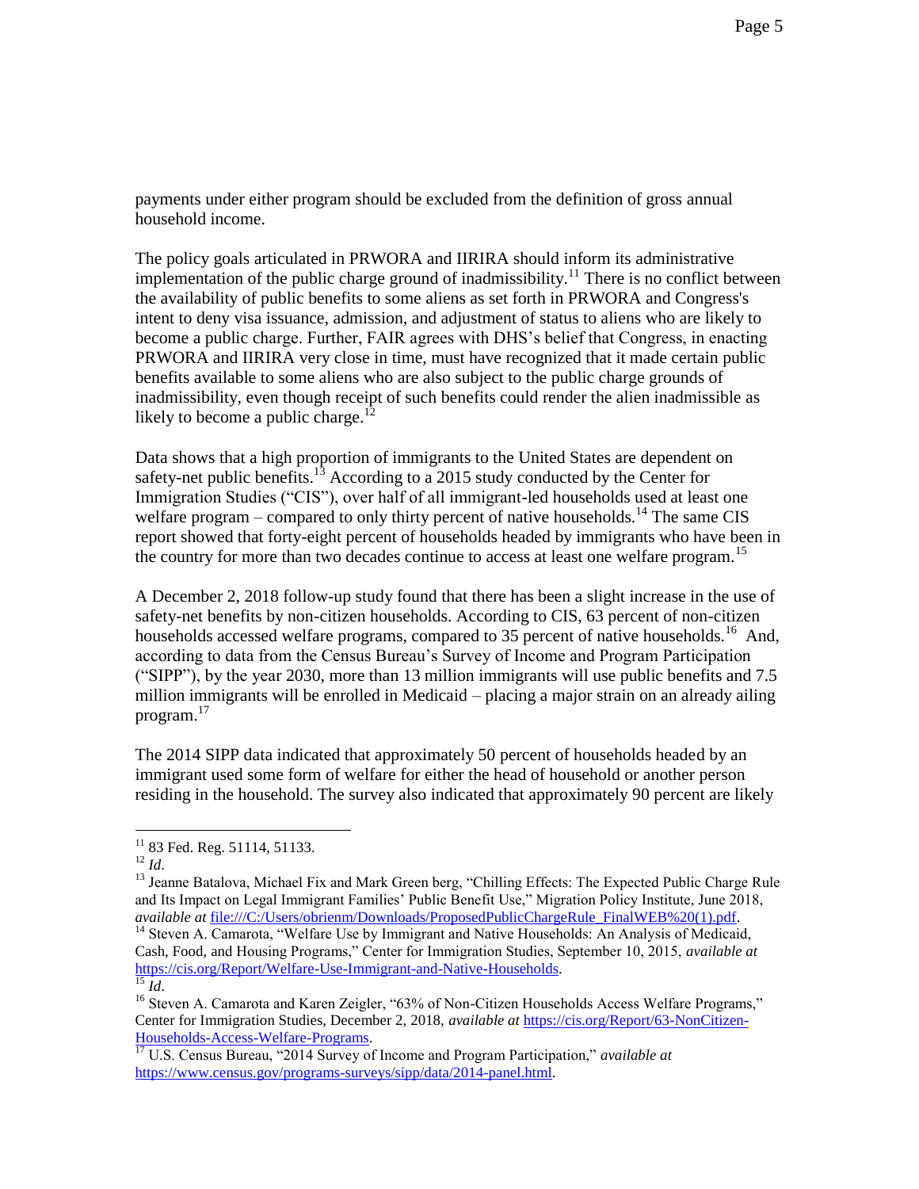payments under either program should be excluded from the definition of gross annual household income.

The policy goals articulated in PRWORA and IIRIRA should inform its administrative implementation of the public charge ground of inadmissibility.[11] There is no conflict between the availability of public benefits to some aliens as set forth in PRWORA and Congress's intent to deny visa issuance, admission, and adjustment of status to aliens who are likely to become a public charge. Further, FAIR agrees with DHS's belief that Congress, in enacting PRWORA and IIRIRA very close in time, must have recognized that it made certain public benefits available to some aliens who are also subject to the public charge grounds of inadmissibility, even though receipt of such benefits could render the alien inadmissible as likely to become a public charge.[12]

Data shows that a high proportion of immigrants to the United States are dependent on safety-net public benefits.[13] According to a 2015 study conducted by the Center for Immigration Studies ("CIS"), over half of all immigrant-led households used at least one welfare program – compared to only thirty percent of native households.[14] The same CIS report showed that forty-eight percent of households headed by immigrants who have been in the country for more than two decades continue to access at least one welfare program.[15]

A December 2, 2018 follow-up study found that there has been a slight increase in the use of safety-net benefits by non-citizen households. According to CIS, 63 percent of non-citizen households accessed welfare programs, compared to 35 percent of native households.[16] And, according to data from the Census Bureau's Survey of Income and Program Participation ("SIPP"), by the year 2030, more than 13 million immigrants will use public benefits and 7.5 million immigrants will be enrolled in Medicaid – placing a major strain on an already ailing program.[17]

The 2014 SIPP data indicated that approximately 50 percent of households headed by an immigrant used some form of welfare for either the head of household or another person residing in the household. The survey also indicated that approximately 90 percent are likely

---

[11] 83 Fed. Reg. 51114, 51133.

[12] *Id*.

[13] Jeanne Batalova, Michael Fix and Mark Green berg, "Chilling Effects: The Expected Public Charge Rule and Its Impact on Legal Immigrant Families' Public Benefit Use," Migration Policy Institute, June 2018, *available at* file:///C:/Users/obrienm/Downloads/ProposedPublicChargeRule_FinalWEB%20(1).pdf.

[14] Steven A. Camarota, "Welfare Use by Immigrant and Native Households: An Analysis of Medicaid, Cash, Food, and Housing Programs," Center for Immigration Studies, September 10, 2015, *available at* https://cis.org/Report/Welfare-Use-Immigrant-and-Native-Households.

[15] *Id*.

[16] Steven A. Camarota and Karen Zeigler, "63% of Non-Citizen Households Access Welfare Programs," Center for Immigration Studies, December 2, 2018, *available at* https://cis.org/Report/63-NonCitizen-Households-Access-Welfare-Programs.

[17] U.S. Census Bureau, "2014 Survey of Income and Program Participation," *available at* https://www.census.gov/programs-surveys/sipp/data/2014-panel.html.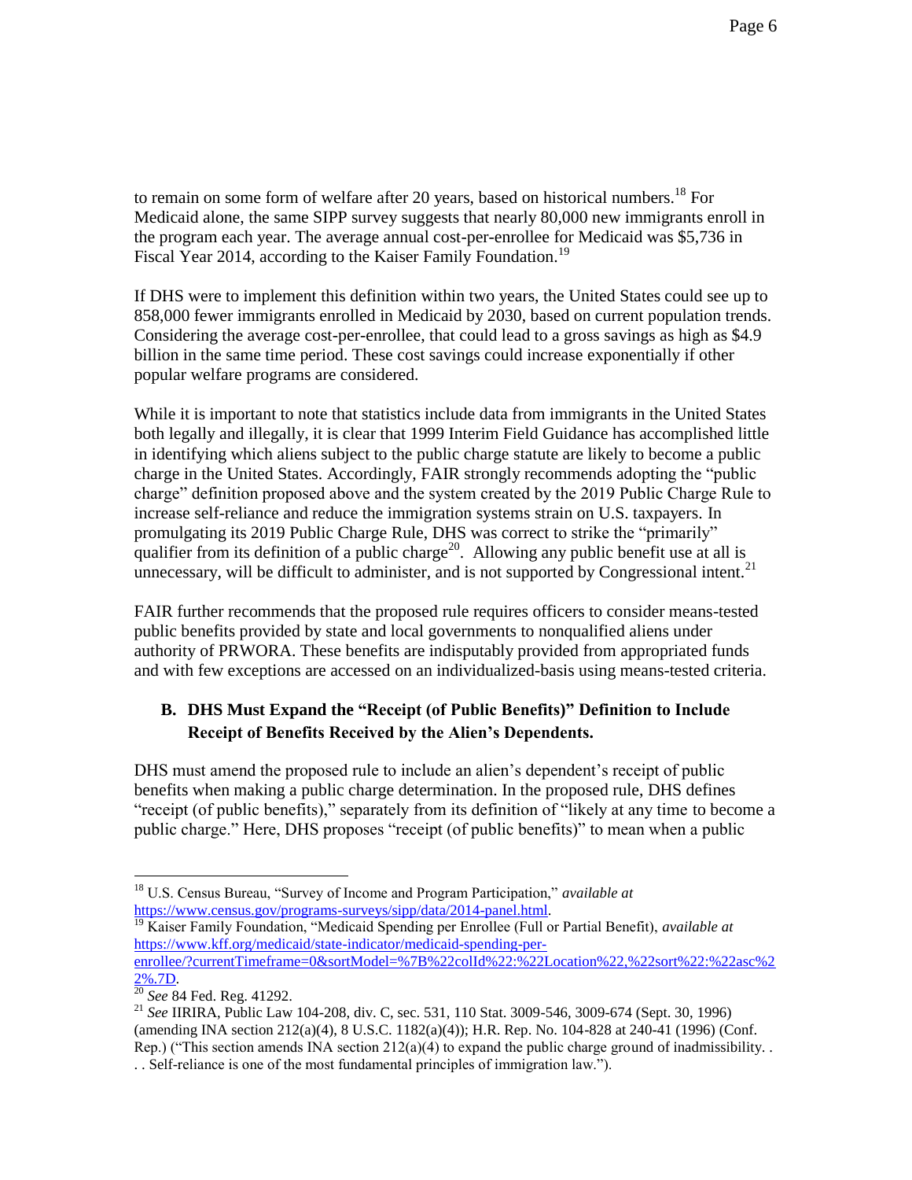to remain on some form of welfare after 20 years, based on historical numbers.[18] For Medicaid alone, the same SIPP survey suggests that nearly 80,000 new immigrants enroll in the program each year. The average annual cost-per-enrollee for Medicaid was $5,736 in Fiscal Year 2014, according to the Kaiser Family Foundation.[19]

If DHS were to implement this definition within two years, the United States could see up to 858,000 fewer immigrants enrolled in Medicaid by 2030, based on current population trends. Considering the average cost-per-enrollee, that could lead to a gross savings as high as $4.9 billion in the same time period. These cost savings could increase exponentially if other popular welfare programs are considered.

While it is important to note that statistics include data from immigrants in the United States both legally and illegally, it is clear that 1999 Interim Field Guidance has accomplished little in identifying which aliens subject to the public charge statute are likely to become a public charge in the United States. Accordingly, FAIR strongly recommends adopting the "public charge" definition proposed above and the system created by the 2019 Public Charge Rule to increase self-reliance and reduce the immigration systems strain on U.S. taxpayers. In promulgating its 2019 Public Charge Rule, DHS was correct to strike the "primarily" qualifier from its definition of a public charge[20]. Allowing any public benefit use at all is unnecessary, will be difficult to administer, and is not supported by Congressional intent.[21]

FAIR further recommends that the proposed rule requires officers to consider means-tested public benefits provided by state and local governments to nonqualified aliens under authority of PRWORA. These benefits are indisputably provided from appropriated funds and with few exceptions are accessed on an individualized-basis using means-tested criteria.

### B. DHS Must Expand the "Receipt (of Public Benefits)" Definition to Include Receipt of Benefits Received by the Alien's Dependents.

DHS must amend the proposed rule to include an alien's dependent's receipt of public benefits when making a public charge determination. In the proposed rule, DHS defines "receipt (of public benefits)," separately from its definition of "likely at any time to become a public charge." Here, DHS proposes "receipt (of public benefits)" to mean when a public

---

[18] U.S. Census Bureau, "Survey of Income and Program Participation," *available at* https://www.census.gov/programs-surveys/sipp/data/2014-panel.html.

[19] Kaiser Family Foundation, "Medicaid Spending per Enrollee (Full or Partial Benefit), *available at* https://www.kff.org/medicaid/state-indicator/medicaid-spending-per-enrollee/?currentTimeframe=0&sortModel=%7B%22colId%22:%22Location%22,%22sort%22:%22asc%22%7D.

[20] *See* 84 Fed. Reg. 41292.

[21] *See* IIRIRA, Public Law 104-208, div. C, sec. 531, 110 Stat. 3009-546, 3009-674 (Sept. 30, 1996) (amending INA section 212(a)(4), 8 U.S.C. 1182(a)(4)); H.R. Rep. No. 104-828 at 240-41 (1996) (Conf. Rep.) ("This section amends INA section 212(a)(4) to expand the public charge ground of inadmissibility. . . . Self-reliance is one of the most fundamental principles of immigration law.").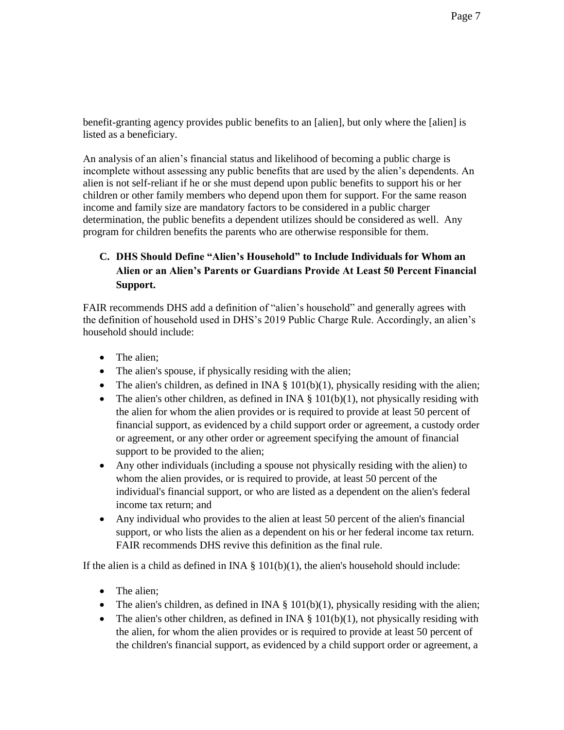benefit-granting agency provides public benefits to an [alien], but only where the [alien] is listed as a beneficiary.

An analysis of an alien's financial status and likelihood of becoming a public charge is incomplete without assessing any public benefits that are used by the alien's dependents. An alien is not self-reliant if he or she must depend upon public benefits to support his or her children or other family members who depend upon them for support. For the same reason income and family size are mandatory factors to be considered in a public charger determination, the public benefits a dependent utilizes should be considered as well. Any program for children benefits the parents who are otherwise responsible for them.

### C. DHS Should Define "Alien's Household" to Include Individuals for Whom an Alien or an Alien's Parents or Guardians Provide At Least 50 Percent Financial Support.

FAIR recommends DHS add a definition of "alien's household" and generally agrees with the definition of household used in DHS's 2019 Public Charge Rule. Accordingly, an alien's household should include:

- The alien;
- The alien's spouse, if physically residing with the alien;
- The alien's children, as defined in INA § 101(b)(1), physically residing with the alien;
- The alien's other children, as defined in INA § 101(b)(1), not physically residing with the alien for whom the alien provides or is required to provide at least 50 percent of financial support, as evidenced by a child support order or agreement, a custody order or agreement, or any other order or agreement specifying the amount of financial support to be provided to the alien;
- Any other individuals (including a spouse not physically residing with the alien) to whom the alien provides, or is required to provide, at least 50 percent of the individual's financial support, or who are listed as a dependent on the alien's federal income tax return; and
- Any individual who provides to the alien at least 50 percent of the alien's financial support, or who lists the alien as a dependent on his or her federal income tax return. FAIR recommends DHS revive this definition as the final rule.

If the alien is a child as defined in INA § 101(b)(1), the alien's household should include:

- The alien;
- The alien's children, as defined in INA § 101(b)(1), physically residing with the alien;
- The alien's other children, as defined in INA § 101(b)(1), not physically residing with the alien, for whom the alien provides or is required to provide at least 50 percent of the children's financial support, as evidenced by a child support order or agreement, a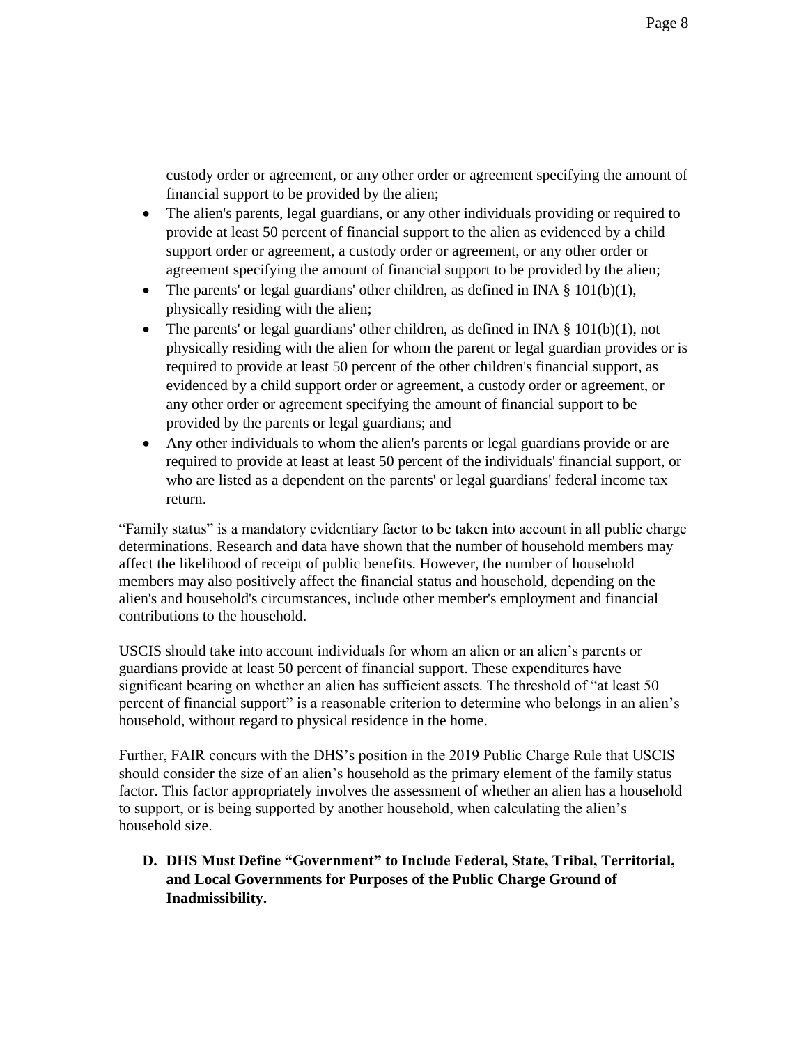custody order or agreement, or any other order or agreement specifying the amount of financial support to be provided by the alien;

- The alien's parents, legal guardians, or any other individuals providing or required to provide at least 50 percent of financial support to the alien as evidenced by a child support order or agreement, a custody order or agreement, or any other order or agreement specifying the amount of financial support to be provided by the alien;
- The parents' or legal guardians' other children, as defined in INA § 101(b)(1), physically residing with the alien;
- The parents' or legal guardians' other children, as defined in INA § 101(b)(1), not physically residing with the alien for whom the parent or legal guardian provides or is required to provide at least 50 percent of the other children's financial support, as evidenced by a child support order or agreement, a custody order or agreement, or any other order or agreement specifying the amount of financial support to be provided by the parents or legal guardians; and
- Any other individuals to whom the alien's parents or legal guardians provide or are required to provide at least at least 50 percent of the individuals' financial support, or who are listed as a dependent on the parents' or legal guardians' federal income tax return.

"Family status" is a mandatory evidentiary factor to be taken into account in all public charge determinations. Research and data have shown that the number of household members may affect the likelihood of receipt of public benefits. However, the number of household members may also positively affect the financial status and household, depending on the alien's and household's circumstances, include other member's employment and financial contributions to the household.

USCIS should take into account individuals for whom an alien or an alien's parents or guardians provide at least 50 percent of financial support. These expenditures have significant bearing on whether an alien has sufficient assets. The threshold of "at least 50 percent of financial support" is a reasonable criterion to determine who belongs in an alien's household, without regard to physical residence in the home.

Further, FAIR concurs with the DHS's position in the 2019 Public Charge Rule that USCIS should consider the size of an alien's household as the primary element of the family status factor. This factor appropriately involves the assessment of whether an alien has a household to support, or is being supported by another household, when calculating the alien's household size.

### D. DHS Must Define "Government" to Include Federal, State, Tribal, Territorial, and Local Governments for Purposes of the Public Charge Ground of Inadmissibility.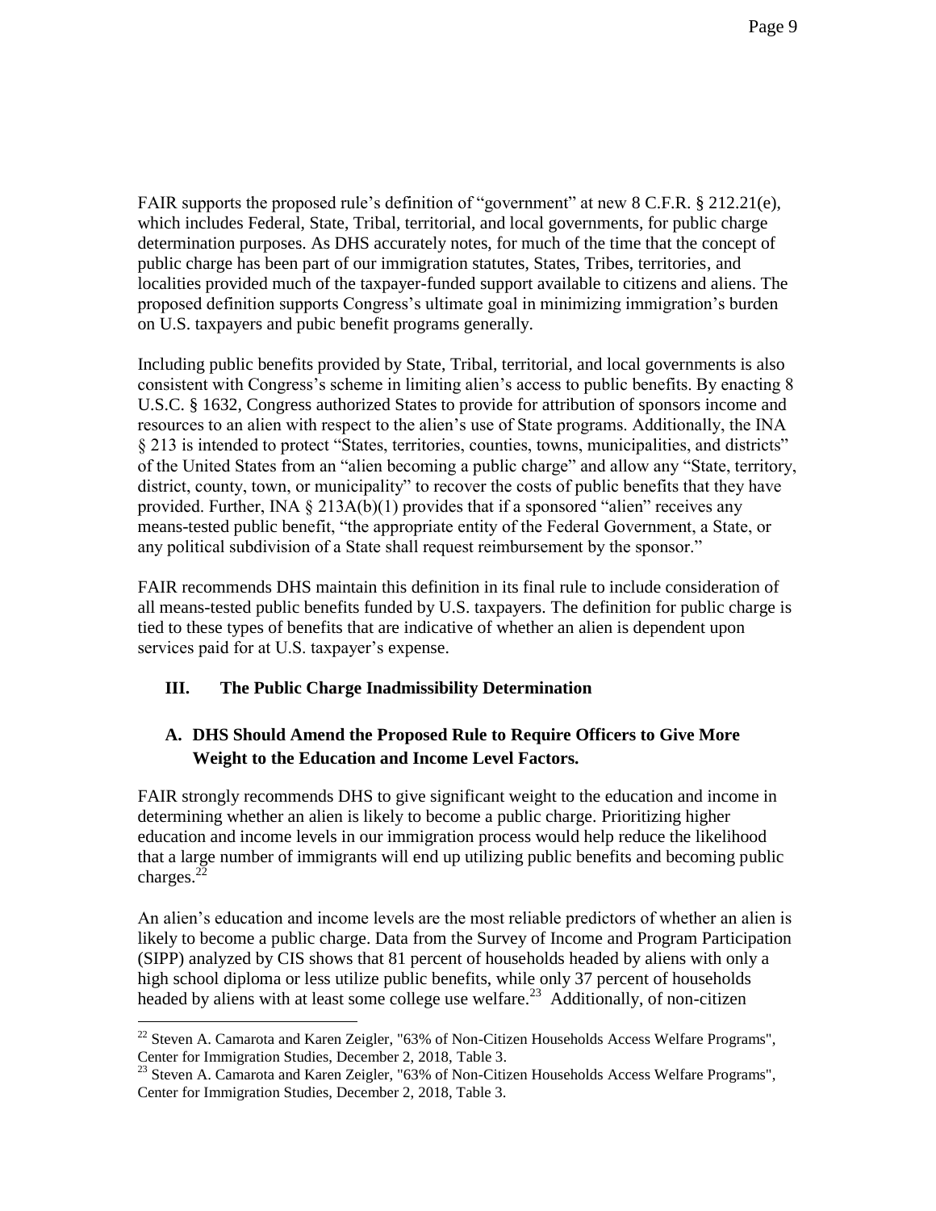FAIR supports the proposed rule's definition of "government" at new 8 C.F.R. § 212.21(e), which includes Federal, State, Tribal, territorial, and local governments, for public charge determination purposes. As DHS accurately notes, for much of the time that the concept of public charge has been part of our immigration statutes, States, Tribes, territories, and localities provided much of the taxpayer-funded support available to citizens and aliens. The proposed definition supports Congress's ultimate goal in minimizing immigration's burden on U.S. taxpayers and pubic benefit programs generally.

Including public benefits provided by State, Tribal, territorial, and local governments is also consistent with Congress's scheme in limiting alien's access to public benefits. By enacting 8 U.S.C. § 1632, Congress authorized States to provide for attribution of sponsors income and resources to an alien with respect to the alien's use of State programs. Additionally, the INA § 213 is intended to protect "States, territories, counties, towns, municipalities, and districts" of the United States from an "alien becoming a public charge" and allow any "State, territory, district, county, town, or municipality" to recover the costs of public benefits that they have provided. Further, INA § 213A(b)(1) provides that if a sponsored "alien" receives any means-tested public benefit, "the appropriate entity of the Federal Government, a State, or any political subdivision of a State shall request reimbursement by the sponsor."

FAIR recommends DHS maintain this definition in its final rule to include consideration of all means-tested public benefits funded by U.S. taxpayers. The definition for public charge is tied to these types of benefits that are indicative of whether an alien is dependent upon services paid for at U.S. taxpayer's expense.

## III. The Public Charge Inadmissibility Determination

### A. DHS Should Amend the Proposed Rule to Require Officers to Give More Weight to the Education and Income Level Factors.

FAIR strongly recommends DHS to give significant weight to the education and income in determining whether an alien is likely to become a public charge. Prioritizing higher education and income levels in our immigration process would help reduce the likelihood that a large number of immigrants will end up utilizing public benefits and becoming public charges.[22]

An alien's education and income levels are the most reliable predictors of whether an alien is likely to become a public charge. Data from the Survey of Income and Program Participation (SIPP) analyzed by CIS shows that 81 percent of households headed by aliens with only a high school diploma or less utilize public benefits, while only 37 percent of households headed by aliens with at least some college use welfare.[23] Additionally, of non-citizen

[22] Steven A. Camarota and Karen Zeigler, "63% of Non-Citizen Households Access Welfare Programs", Center for Immigration Studies, December 2, 2018, Table 3.

[23] Steven A. Camarota and Karen Zeigler, "63% of Non-Citizen Households Access Welfare Programs", Center for Immigration Studies, December 2, 2018, Table 3.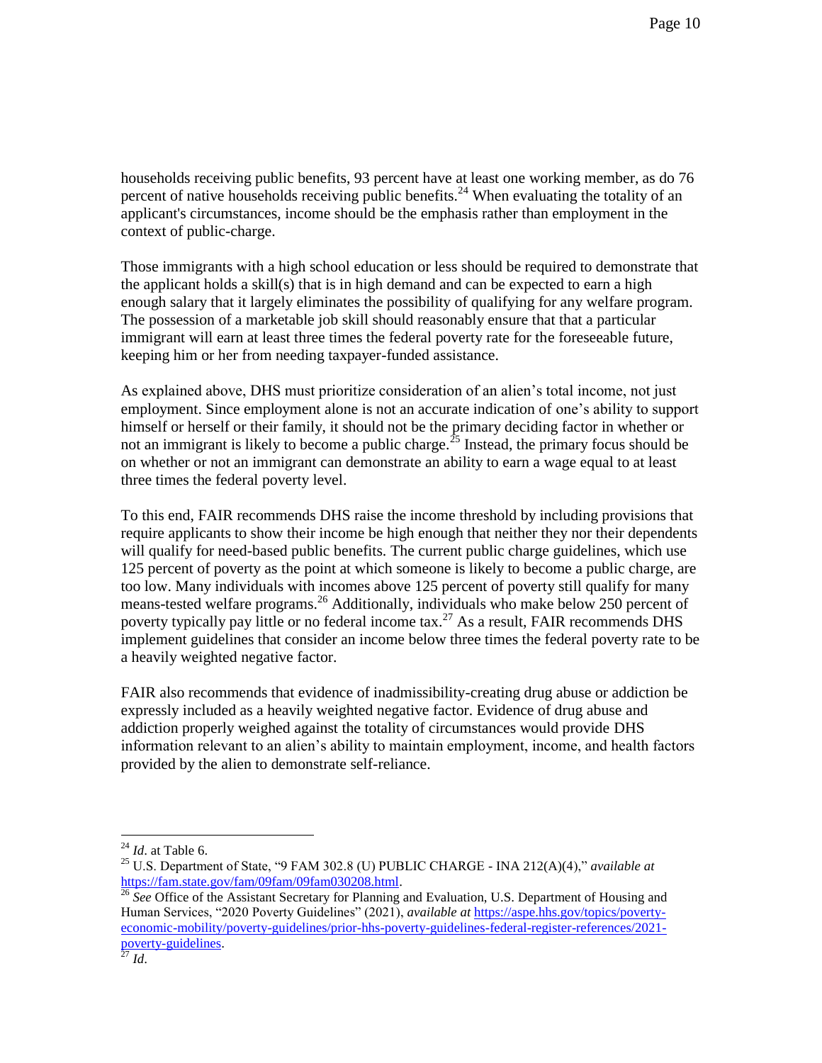households receiving public benefits, 93 percent have at least one working member, as do 76 percent of native households receiving public benefits.[24] When evaluating the totality of an applicant's circumstances, income should be the emphasis rather than employment in the context of public-charge.

Those immigrants with a high school education or less should be required to demonstrate that the applicant holds a skill(s) that is in high demand and can be expected to earn a high enough salary that it largely eliminates the possibility of qualifying for any welfare program. The possession of a marketable job skill should reasonably ensure that that a particular immigrant will earn at least three times the federal poverty rate for the foreseeable future, keeping him or her from needing taxpayer-funded assistance.

As explained above, DHS must prioritize consideration of an alien's total income, not just employment. Since employment alone is not an accurate indication of one's ability to support himself or herself or their family, it should not be the primary deciding factor in whether or not an immigrant is likely to become a public charge.[25] Instead, the primary focus should be on whether or not an immigrant can demonstrate an ability to earn a wage equal to at least three times the federal poverty level.

To this end, FAIR recommends DHS raise the income threshold by including provisions that require applicants to show their income be high enough that neither they nor their dependents will qualify for need-based public benefits. The current public charge guidelines, which use 125 percent of poverty as the point at which someone is likely to become a public charge, are too low. Many individuals with incomes above 125 percent of poverty still qualify for many means-tested welfare programs.[26] Additionally, individuals who make below 250 percent of poverty typically pay little or no federal income tax.[27] As a result, FAIR recommends DHS implement guidelines that consider an income below three times the federal poverty rate to be a heavily weighted negative factor.

FAIR also recommends that evidence of inadmissibility-creating drug abuse or addiction be expressly included as a heavily weighted negative factor. Evidence of drug abuse and addiction properly weighed against the totality of circumstances would provide DHS information relevant to an alien's ability to maintain employment, income, and health factors provided by the alien to demonstrate self-reliance.

---

[24] *Id*. at Table 6.

[25] U.S. Department of State, "9 FAM 302.8 (U) PUBLIC CHARGE - INA 212(A)(4)," *available at* https://fam.state.gov/fam/09fam/09fam030208.html.

[26] *See* Office of the Assistant Secretary for Planning and Evaluation, U.S. Department of Housing and Human Services, "2020 Poverty Guidelines" (2021), *available at* https://aspe.hhs.gov/topics/poverty-economic-mobility/poverty-guidelines/prior-hhs-poverty-guidelines-federal-register-references/2021-poverty-guidelines.

[27] *Id*.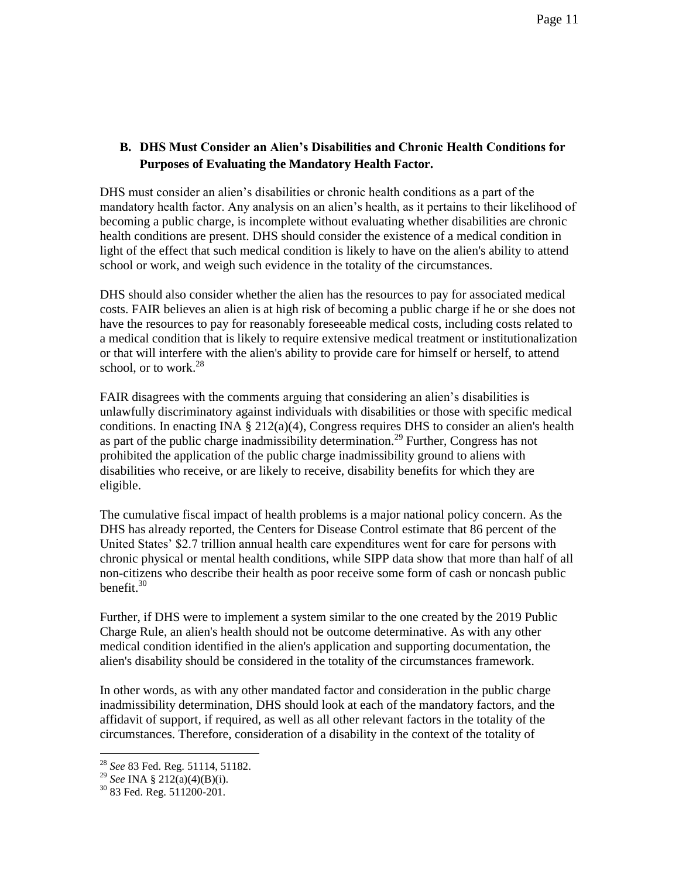### B. DHS Must Consider an Alien's Disabilities and Chronic Health Conditions for Purposes of Evaluating the Mandatory Health Factor.

DHS must consider an alien's disabilities or chronic health conditions as a part of the mandatory health factor. Any analysis on an alien's health, as it pertains to their likelihood of becoming a public charge, is incomplete without evaluating whether disabilities are chronic health conditions are present. DHS should consider the existence of a medical condition in light of the effect that such medical condition is likely to have on the alien's ability to attend school or work, and weigh such evidence in the totality of the circumstances.

DHS should also consider whether the alien has the resources to pay for associated medical costs. FAIR believes an alien is at high risk of becoming a public charge if he or she does not have the resources to pay for reasonably foreseeable medical costs, including costs related to a medical condition that is likely to require extensive medical treatment or institutionalization or that will interfere with the alien's ability to provide care for himself or herself, to attend school, or to work.[28]

FAIR disagrees with the comments arguing that considering an alien's disabilities is unlawfully discriminatory against individuals with disabilities or those with specific medical conditions. In enacting INA § 212(a)(4), Congress requires DHS to consider an alien's health as part of the public charge inadmissibility determination.[29] Further, Congress has not prohibited the application of the public charge inadmissibility ground to aliens with disabilities who receive, or are likely to receive, disability benefits for which they are eligible.

The cumulative fiscal impact of health problems is a major national policy concern. As the DHS has already reported, the Centers for Disease Control estimate that 86 percent of the United States' $2.7 trillion annual health care expenditures went for care for persons with chronic physical or mental health conditions, while SIPP data show that more than half of all non-citizens who describe their health as poor receive some form of cash or noncash public benefit.[30]

Further, if DHS were to implement a system similar to the one created by the 2019 Public Charge Rule, an alien's health should not be outcome determinative. As with any other medical condition identified in the alien's application and supporting documentation, the alien's disability should be considered in the totality of the circumstances framework.

In other words, as with any other mandated factor and consideration in the public charge inadmissibility determination, DHS should look at each of the mandatory factors, and the affidavit of support, if required, as well as all other relevant factors in the totality of the circumstances. Therefore, consideration of a disability in the context of the totality of

---

[28] *See* 83 Fed. Reg. 51114, 51182.

[29] *See* INA § 212(a)(4)(B)(i).

[30] 83 Fed. Reg. 511200-201.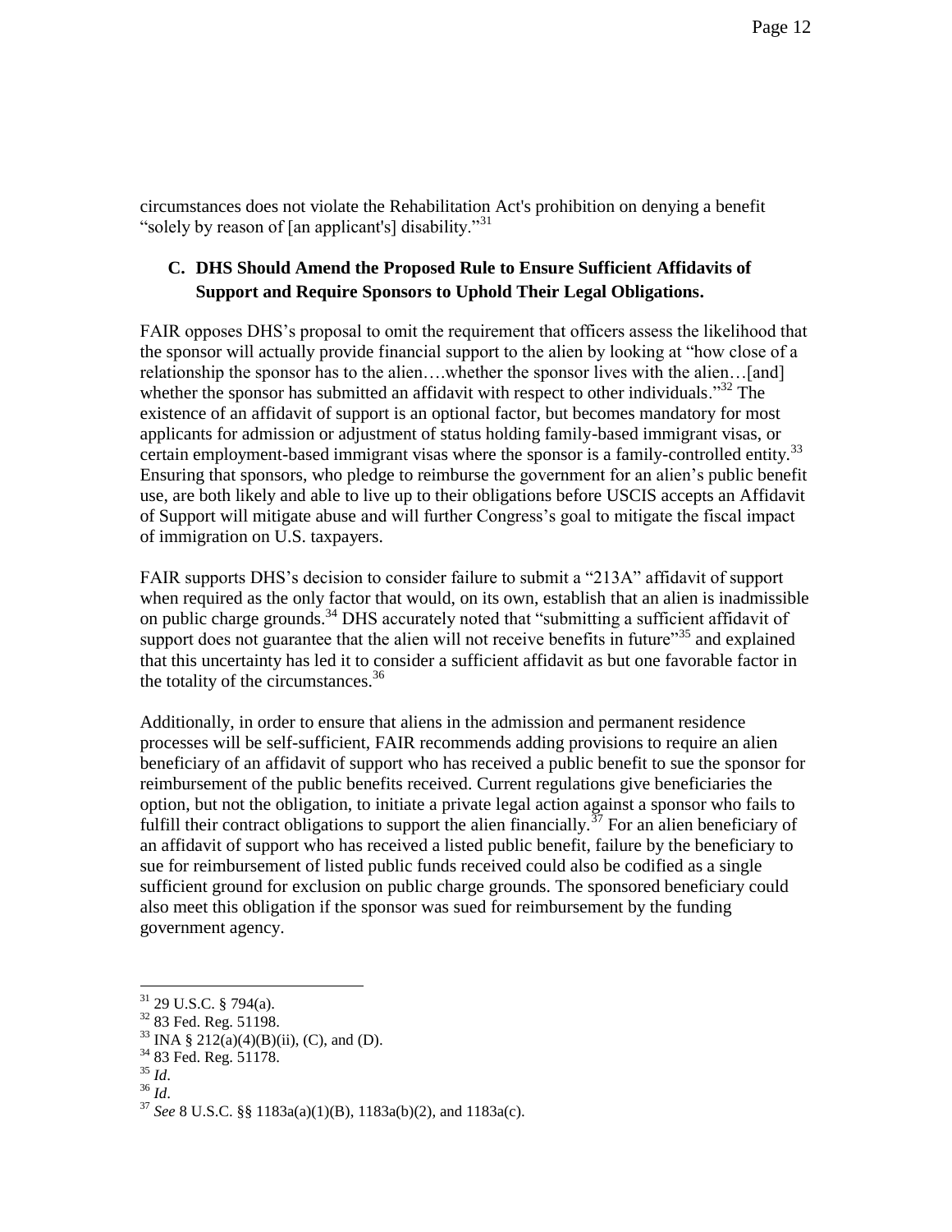circumstances does not violate the Rehabilitation Act's prohibition on denying a benefit "solely by reason of [an applicant's] disability."[31]

### C. DHS Should Amend the Proposed Rule to Ensure Sufficient Affidavits of Support and Require Sponsors to Uphold Their Legal Obligations.

FAIR opposes DHS's proposal to omit the requirement that officers assess the likelihood that the sponsor will actually provide financial support to the alien by looking at "how close of a relationship the sponsor has to the alien….whether the sponsor lives with the alien…[and] whether the sponsor has submitted an affidavit with respect to other individuals."[32] The existence of an affidavit of support is an optional factor, but becomes mandatory for most applicants for admission or adjustment of status holding family-based immigrant visas, or certain employment-based immigrant visas where the sponsor is a family-controlled entity.[33] Ensuring that sponsors, who pledge to reimburse the government for an alien's public benefit use, are both likely and able to live up to their obligations before USCIS accepts an Affidavit of Support will mitigate abuse and will further Congress's goal to mitigate the fiscal impact of immigration on U.S. taxpayers.

FAIR supports DHS's decision to consider failure to submit a "213A" affidavit of support when required as the only factor that would, on its own, establish that an alien is inadmissible on public charge grounds.[34] DHS accurately noted that "submitting a sufficient affidavit of support does not guarantee that the alien will not receive benefits in future"[35] and explained that this uncertainty has led it to consider a sufficient affidavit as but one favorable factor in the totality of the circumstances.[36]

Additionally, in order to ensure that aliens in the admission and permanent residence processes will be self-sufficient, FAIR recommends adding provisions to require an alien beneficiary of an affidavit of support who has received a public benefit to sue the sponsor for reimbursement of the public benefits received. Current regulations give beneficiaries the option, but not the obligation, to initiate a private legal action against a sponsor who fails to fulfill their contract obligations to support the alien financially.[37] For an alien beneficiary of an affidavit of support who has received a listed public benefit, failure by the beneficiary to sue for reimbursement of listed public funds received could also be codified as a single sufficient ground for exclusion on public charge grounds. The sponsored beneficiary could also meet this obligation if the sponsor was sued for reimbursement by the funding government agency.

---

[31] 29 U.S.C. § 794(a).
[32] 83 Fed. Reg. 51198.
[33] INA § 212(a)(4)(B)(ii), (C), and (D).
[34] 83 Fed. Reg. 51178.
[35] *Id*.
[36] *Id*.
[37] *See* 8 U.S.C. §§ 1183a(a)(1)(B), 1183a(b)(2), and 1183a(c).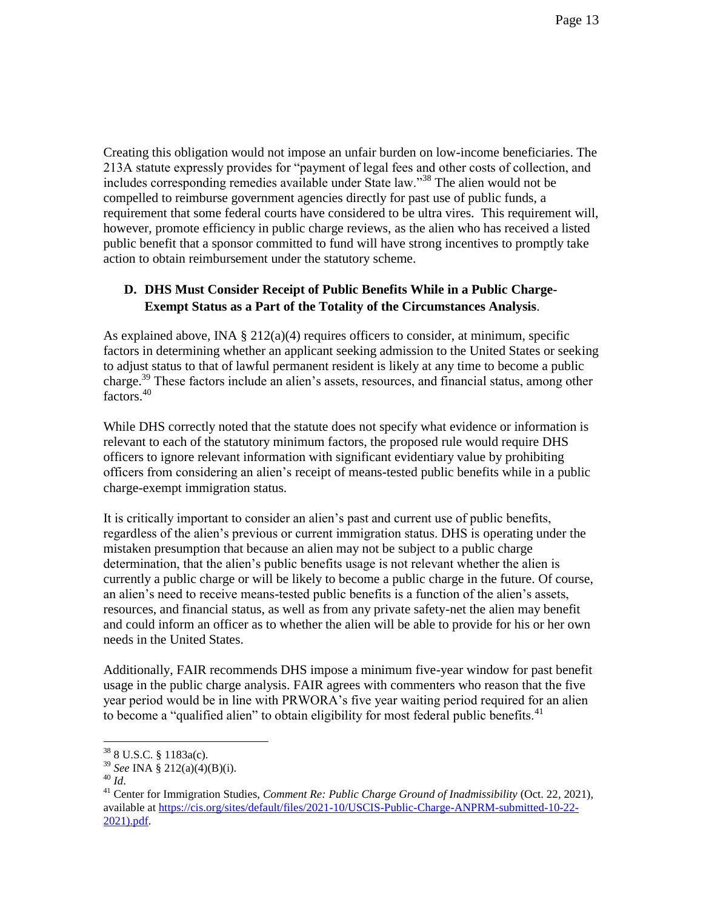Creating this obligation would not impose an unfair burden on low-income beneficiaries. The 213A statute expressly provides for "payment of legal fees and other costs of collection, and includes corresponding remedies available under State law."[38] The alien would not be compelled to reimburse government agencies directly for past use of public funds, a requirement that some federal courts have considered to be ultra vires. This requirement will, however, promote efficiency in public charge reviews, as the alien who has received a listed public benefit that a sponsor committed to fund will have strong incentives to promptly take action to obtain reimbursement under the statutory scheme.

### D. DHS Must Consider Receipt of Public Benefits While in a Public Charge-Exempt Status as a Part of the Totality of the Circumstances Analysis.

As explained above, INA § 212(a)(4) requires officers to consider, at minimum, specific factors in determining whether an applicant seeking admission to the United States or seeking to adjust status to that of lawful permanent resident is likely at any time to become a public charge.[39] These factors include an alien's assets, resources, and financial status, among other factors.[40]

While DHS correctly noted that the statute does not specify what evidence or information is relevant to each of the statutory minimum factors, the proposed rule would require DHS officers to ignore relevant information with significant evidentiary value by prohibiting officers from considering an alien's receipt of means-tested public benefits while in a public charge-exempt immigration status.

It is critically important to consider an alien's past and current use of public benefits, regardless of the alien's previous or current immigration status. DHS is operating under the mistaken presumption that because an alien may not be subject to a public charge determination, that the alien's public benefits usage is not relevant whether the alien is currently a public charge or will be likely to become a public charge in the future. Of course, an alien's need to receive means-tested public benefits is a function of the alien's assets, resources, and financial status, as well as from any private safety-net the alien may benefit and could inform an officer as to whether the alien will be able to provide for his or her own needs in the United States.

Additionally, FAIR recommends DHS impose a minimum five-year window for past benefit usage in the public charge analysis. FAIR agrees with commenters who reason that the five year period would be in line with PRWORA's five year waiting period required for an alien to become a "qualified alien" to obtain eligibility for most federal public benefits.[41]

---

[38] 8 U.S.C. § 1183a(c).

[39] *See* INA § 212(a)(4)(B)(i).

[40] *Id*.

[41] Center for Immigration Studies, *Comment Re: Public Charge Ground of Inadmissibility* (Oct. 22, 2021), available at https://cis.org/sites/default/files/2021-10/USCIS-Public-Charge-ANPRM-submitted-10-22-2021).pdf.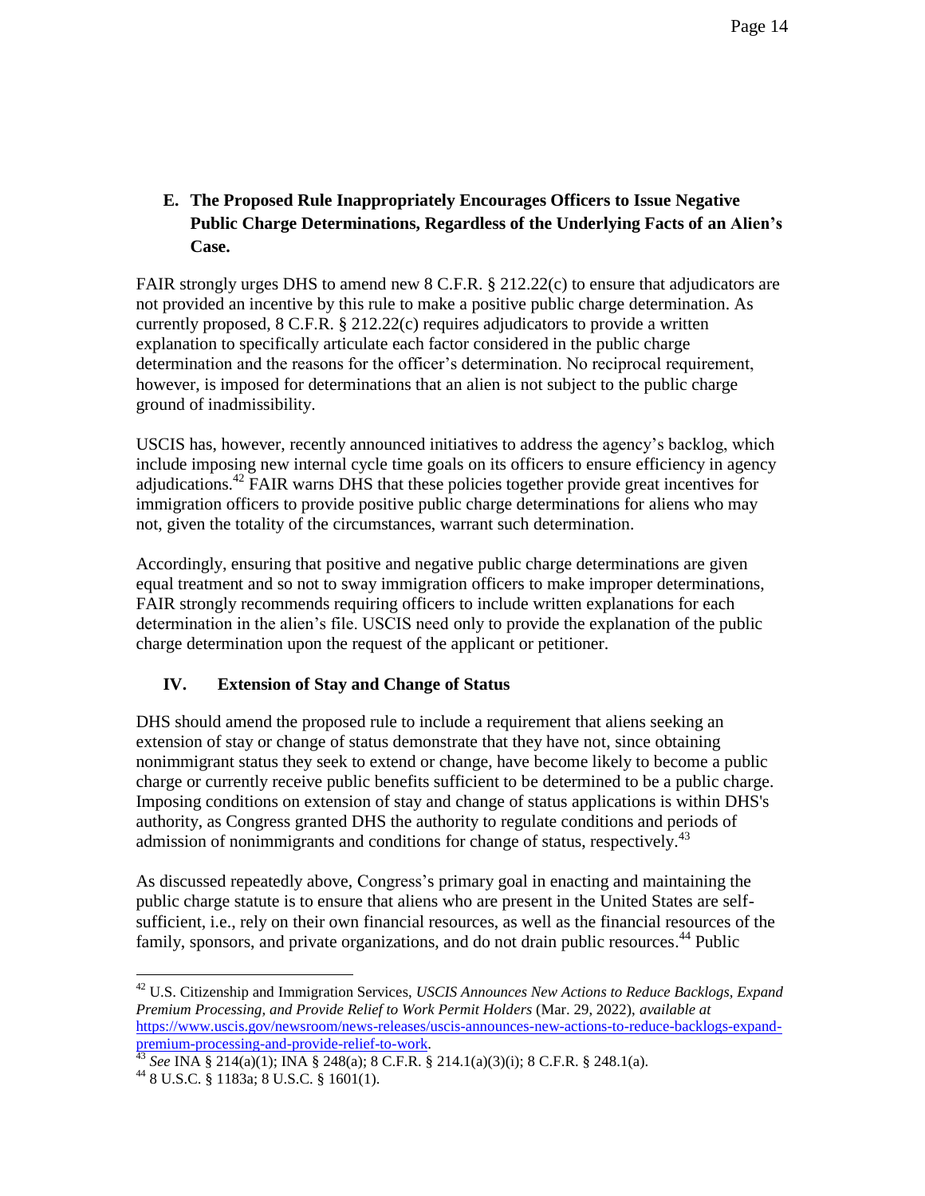### E. The Proposed Rule Inappropriately Encourages Officers to Issue Negative Public Charge Determinations, Regardless of the Underlying Facts of an Alien's Case.

FAIR strongly urges DHS to amend new 8 C.F.R. § 212.22(c) to ensure that adjudicators are not provided an incentive by this rule to make a positive public charge determination. As currently proposed, 8 C.F.R. § 212.22(c) requires adjudicators to provide a written explanation to specifically articulate each factor considered in the public charge determination and the reasons for the officer's determination. No reciprocal requirement, however, is imposed for determinations that an alien is not subject to the public charge ground of inadmissibility.

USCIS has, however, recently announced initiatives to address the agency's backlog, which include imposing new internal cycle time goals on its officers to ensure efficiency in agency adjudications.[42] FAIR warns DHS that these policies together provide great incentives for immigration officers to provide positive public charge determinations for aliens who may not, given the totality of the circumstances, warrant such determination.

Accordingly, ensuring that positive and negative public charge determinations are given equal treatment and so not to sway immigration officers to make improper determinations, FAIR strongly recommends requiring officers to include written explanations for each determination in the alien's file. USCIS need only to provide the explanation of the public charge determination upon the request of the applicant or petitioner.

## IV. Extension of Stay and Change of Status

DHS should amend the proposed rule to include a requirement that aliens seeking an extension of stay or change of status demonstrate that they have not, since obtaining nonimmigrant status they seek to extend or change, have become likely to become a public charge or currently receive public benefits sufficient to be determined to be a public charge. Imposing conditions on extension of stay and change of status applications is within DHS's authority, as Congress granted DHS the authority to regulate conditions and periods of admission of nonimmigrants and conditions for change of status, respectively.[43]

As discussed repeatedly above, Congress's primary goal in enacting and maintaining the public charge statute is to ensure that aliens who are present in the United States are self-sufficient, i.e., rely on their own financial resources, as well as the financial resources of the family, sponsors, and private organizations, and do not drain public resources.[44] Public

---

[42] U.S. Citizenship and Immigration Services, *USCIS Announces New Actions to Reduce Backlogs, Expand Premium Processing, and Provide Relief to Work Permit Holders* (Mar. 29, 2022), *available at* https://www.uscis.gov/newsroom/news-releases/uscis-announces-new-actions-to-reduce-backlogs-expand-premium-processing-and-provide-relief-to-work.

[43] *See* INA § 214(a)(1); INA § 248(a); 8 C.F.R. § 214.1(a)(3)(i); 8 C.F.R. § 248.1(a).

[44] 8 U.S.C. § 1183a; 8 U.S.C. § 1601(1).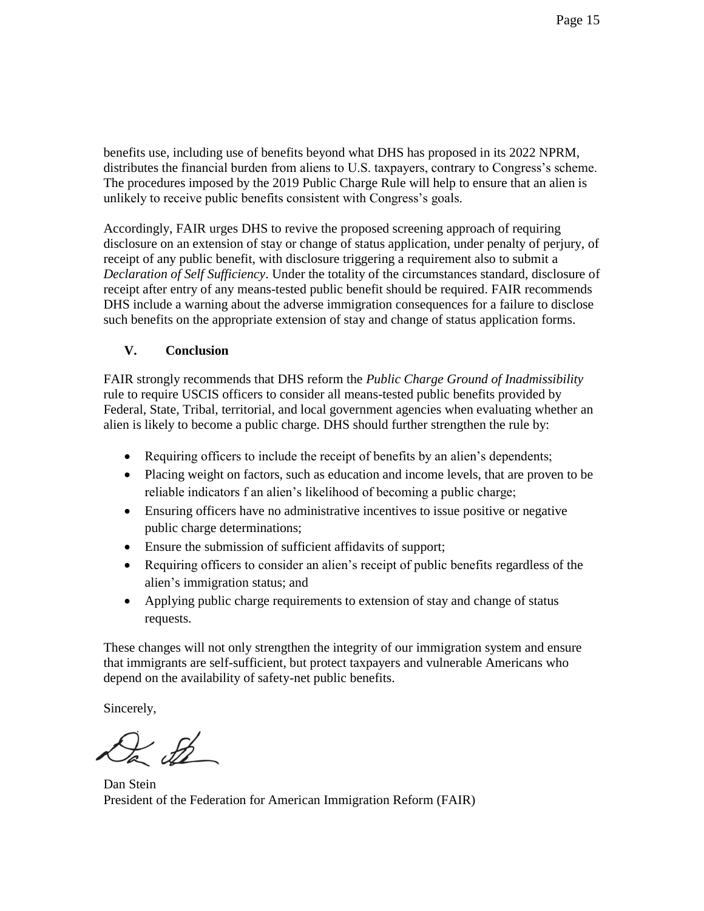benefits use, including use of benefits beyond what DHS has proposed in its 2022 NPRM, distributes the financial burden from aliens to U.S. taxpayers, contrary to Congress's scheme. The procedures imposed by the 2019 Public Charge Rule will help to ensure that an alien is unlikely to receive public benefits consistent with Congress's goals.

Accordingly, FAIR urges DHS to revive the proposed screening approach of requiring disclosure on an extension of stay or change of status application, under penalty of perjury, of receipt of any public benefit, with disclosure triggering a requirement also to submit a *Declaration of Self Sufficiency*. Under the totality of the circumstances standard, disclosure of receipt after entry of any means-tested public benefit should be required. FAIR recommends DHS include a warning about the adverse immigration consequences for a failure to disclose such benefits on the appropriate extension of stay and change of status application forms.

## V. Conclusion

FAIR strongly recommends that DHS reform the *Public Charge Ground of Inadmissibility* rule to require USCIS officers to consider all means-tested public benefits provided by Federal, State, Tribal, territorial, and local government agencies when evaluating whether an alien is likely to become a public charge. DHS should further strengthen the rule by:

- Requiring officers to include the receipt of benefits by an alien's dependents;
- Placing weight on factors, such as education and income levels, that are proven to be reliable indicators f an alien's likelihood of becoming a public charge;
- Ensuring officers have no administrative incentives to issue positive or negative public charge determinations;
- Ensure the submission of sufficient affidavits of support;
- Requiring officers to consider an alien's receipt of public benefits regardless of the alien's immigration status; and
- Applying public charge requirements to extension of stay and change of status requests.

These changes will not only strengthen the integrity of our immigration system and ensure that immigrants are self-sufficient, but protect taxpayers and vulnerable Americans who depend on the availability of safety-net public benefits.

Sincerely,

Dan Stein
President of the Federation for American Immigration Reform (FAIR)